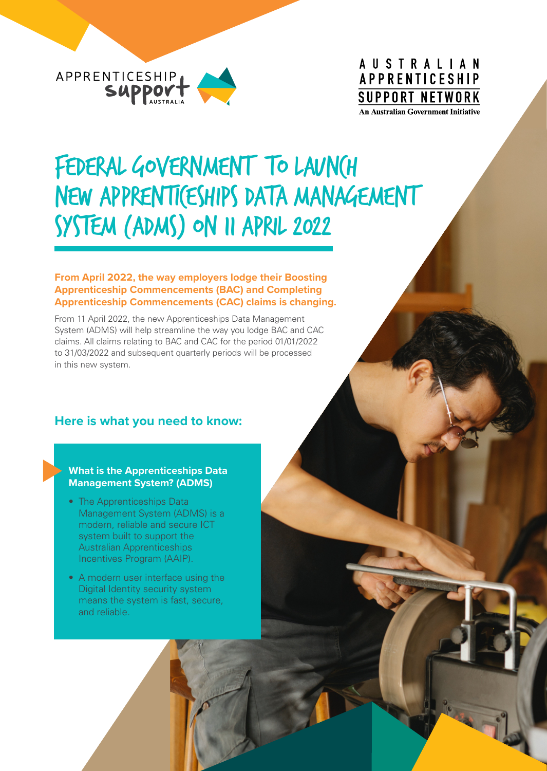APPRENTICESHIP support AUSTRALIA

AUSTRALIAN APPRENTICESHIP SUPPORT NETWORK
An Australian Government Initiative

# FEDERAL GOVERNMENT TO LAUNCH NEW APPRENTICESHIPS DATA MANAGEMENT SYSTEM (ADMS) ON 11 APRIL 2022

**From April 2022, the way employers lodge their Boosting Apprenticeship Commencements (BAC) and Completing Apprenticeship Commencements (CAC) claims is changing.**

From 11 April 2022, the new Apprenticeships Data Management System (ADMS) will help streamline the way you lodge BAC and CAC claims. All claims relating to BAC and CAC for the period 01/01/2022 to 31/03/2022 and subsequent quarterly periods will be processed in this new system.

## Here is what you need to know:

### What is the Apprenticeships Data Management System? (ADMS)

- The Apprenticeships Data Management System (ADMS) is a modern, reliable and secure ICT system built to support the Australian Apprenticeships Incentives Program (AAIP).
- A modern user interface using the Digital Identity security system means the system is fast, secure, and reliable.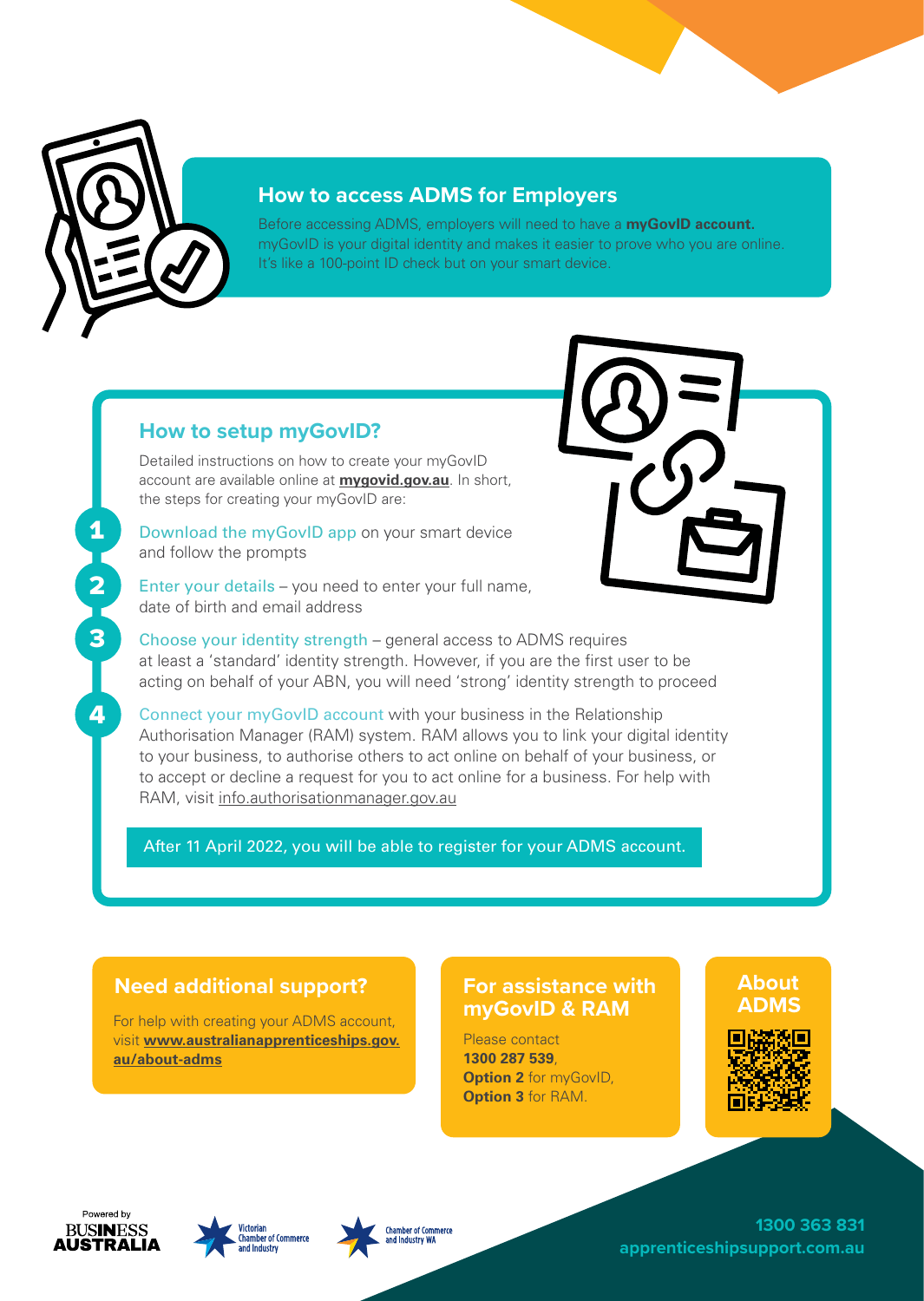## How to access ADMS for Employers

Before accessing ADMS, employers will need to have a **myGovID account.** myGovID is your digital identity and makes it easier to prove who you are online. It's like a 100-point ID check but on your smart device.

## How to setup myGovID?

Detailed instructions on how to create your myGovID account are available online at **mygovid.gov.au**. In short, the steps for creating your myGovID are:

1. Download the myGovID app on your smart device and follow the prompts
2. Enter your details – you need to enter your full name, date of birth and email address
3. Choose your identity strength – general access to ADMS requires at least a 'standard' identity strength. However, if you are the first user to be acting on behalf of your ABN, you will need 'strong' identity strength to proceed
4. Connect your myGovID account with your business in the Relationship Authorisation Manager (RAM) system. RAM allows you to link your digital identity to your business, to authorise others to act online on behalf of your business, or to accept or decline a request for you to act online for a business. For help with RAM, visit info.authorisationmanager.gov.au

After 11 April 2022, you will be able to register for your ADMS account.

### Need additional support?

For help with creating your ADMS account, visit **www.australianapprenticeships.gov.au/about-adms**

### For assistance with myGovID & RAM

Please contact **1300 287 539**, **Option 2** for myGovID, **Option 3** for RAM.

### About ADMS

Powered by BUSINESS AUSTRALIA

Victorian Chamber of Commerce and Industry

Chamber of Commerce and Industry WA

**1300 363 831**
**apprenticeshipsupport.com.au**